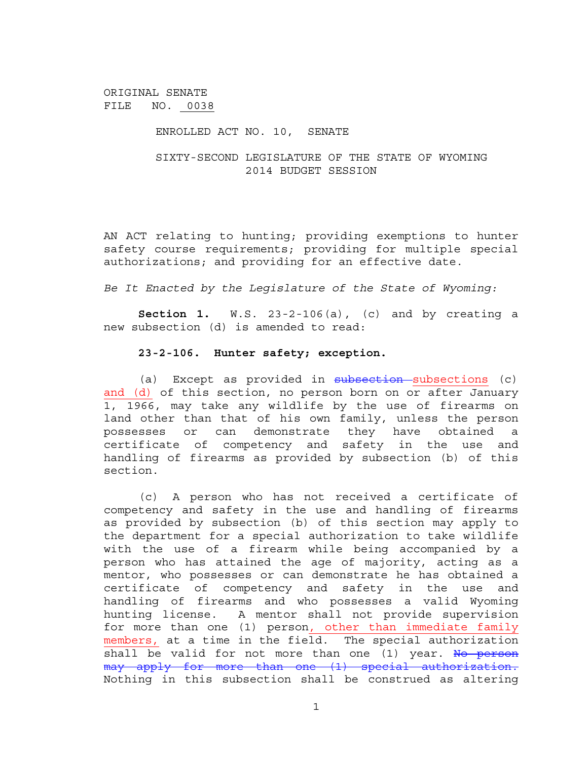ORIGINAL SENATE
FILE NO. 0038

ENROLLED ACT NO. 10, SENATE

SIXTY-SECOND LEGISLATURE OF THE STATE OF WYOMING
2014 BUDGET SESSION

AN ACT relating to hunting; providing exemptions to hunter safety course requirements; providing for multiple special authorizations; and providing for an effective date.

*Be It Enacted by the Legislature of the State of Wyoming:*

**Section 1.** W.S. 23-2-106(a), (c) and by creating a new subsection (d) is amended to read:

**23-2-106. Hunter safety; exception.**

(a) Except as provided in ~~subsection~~ subsections (c) and (d) of this section, no person born on or after January 1, 1966, may take any wildlife by the use of firearms on land other than that of his own family, unless the person possesses or can demonstrate they have obtained a certificate of competency and safety in the use and handling of firearms as provided by subsection (b) of this section.

(c) A person who has not received a certificate of competency and safety in the use and handling of firearms as provided by subsection (b) of this section may apply to the department for a special authorization to take wildlife with the use of a firearm while being accompanied by a person who has attained the age of majority, acting as a mentor, who possesses or can demonstrate he has obtained a certificate of competency and safety in the use and handling of firearms and who possesses a valid Wyoming hunting license. A mentor shall not provide supervision for more than one (1) person, other than immediate family members, at a time in the field. The special authorization shall be valid for not more than one (1) year. ~~No person may apply for more than one (1) special authorization.~~ Nothing in this subsection shall be construed as altering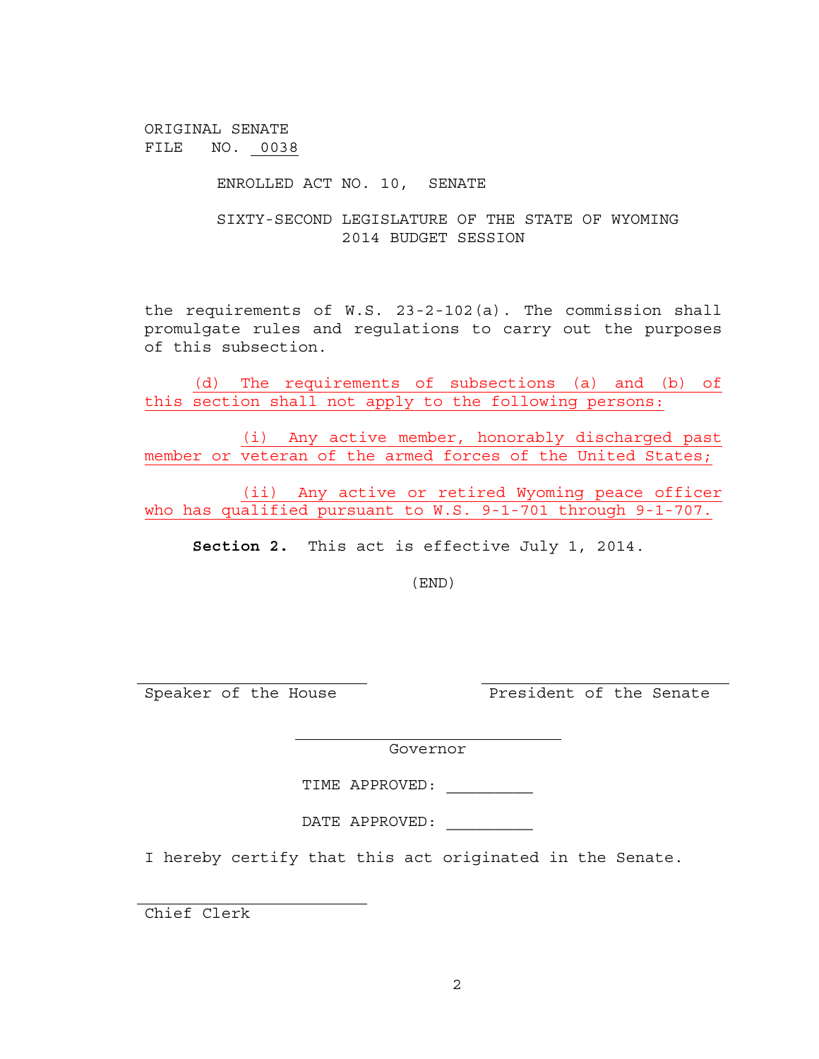ORIGINAL SENATE
FILE NO. 0038

ENROLLED ACT NO. 10, SENATE

SIXTY-SECOND LEGISLATURE OF THE STATE OF WYOMING
2014 BUDGET SESSION

the requirements of W.S. 23-2-102(a). The commission shall promulgate rules and regulations to carry out the purposes of this subsection.

(d) The requirements of subsections (a) and (b) of this section shall not apply to the following persons:

(i) Any active member, honorably discharged past member or veteran of the armed forces of the United States;

(ii) Any active or retired Wyoming peace officer who has qualified pursuant to W.S. 9-1-701 through 9-1-707.

**Section 2.** This act is effective July 1, 2014.

(END)

Speaker of the House

President of the Senate

Governor

TIME APPROVED: _________

DATE APPROVED: _________

I hereby certify that this act originated in the Senate.

Chief Clerk